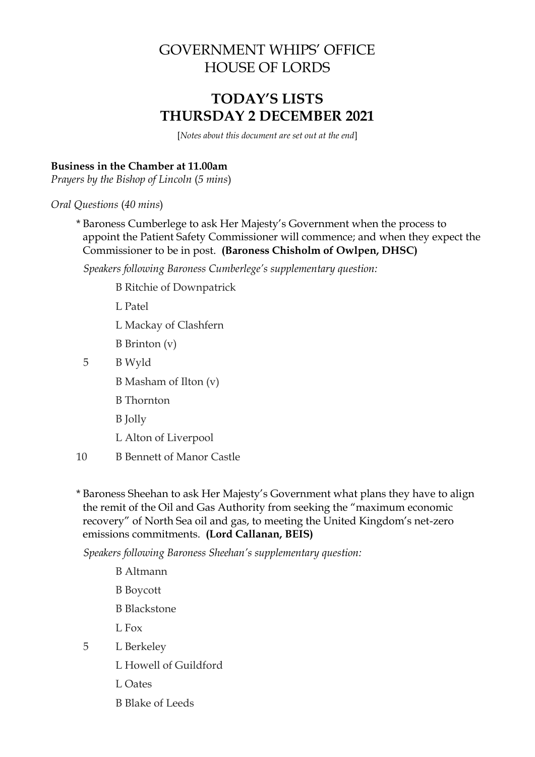# GOVERNMENT WHIPS' OFFICE
# HOUSE OF LORDS

## TODAY'S LISTS
## THURSDAY 2 DECEMBER 2021

[*Notes about this document are set out at the end*]

**Business in the Chamber at 11.00am**
*Prayers by the Bishop of Lincoln* (*5 mins*)

*Oral Questions* (*40 mins*)

\* Baroness Cumberlege to ask Her Majesty's Government when the process to appoint the Patient Safety Commissioner will commence; and when they expect the Commissioner to be in post. **(Baroness Chisholm of Owlpen, DHSC)**

*Speakers following Baroness Cumberlege's supplementary question:*

B Ritchie of Downpatrick
L Patel
L Mackay of Clashfern
B Brinton (v)
5 B Wyld
B Masham of Ilton (v)
B Thornton
B Jolly
L Alton of Liverpool
10 B Bennett of Manor Castle

\* Baroness Sheehan to ask Her Majesty's Government what plans they have to align the remit of the Oil and Gas Authority from seeking the "maximum economic recovery" of North Sea oil and gas, to meeting the United Kingdom's net-zero emissions commitments. **(Lord Callanan, BEIS)**

*Speakers following Baroness Sheehan's supplementary question:*

B Altmann
B Boycott
B Blackstone
L Fox
5 L Berkeley
L Howell of Guildford
L Oates
B Blake of Leeds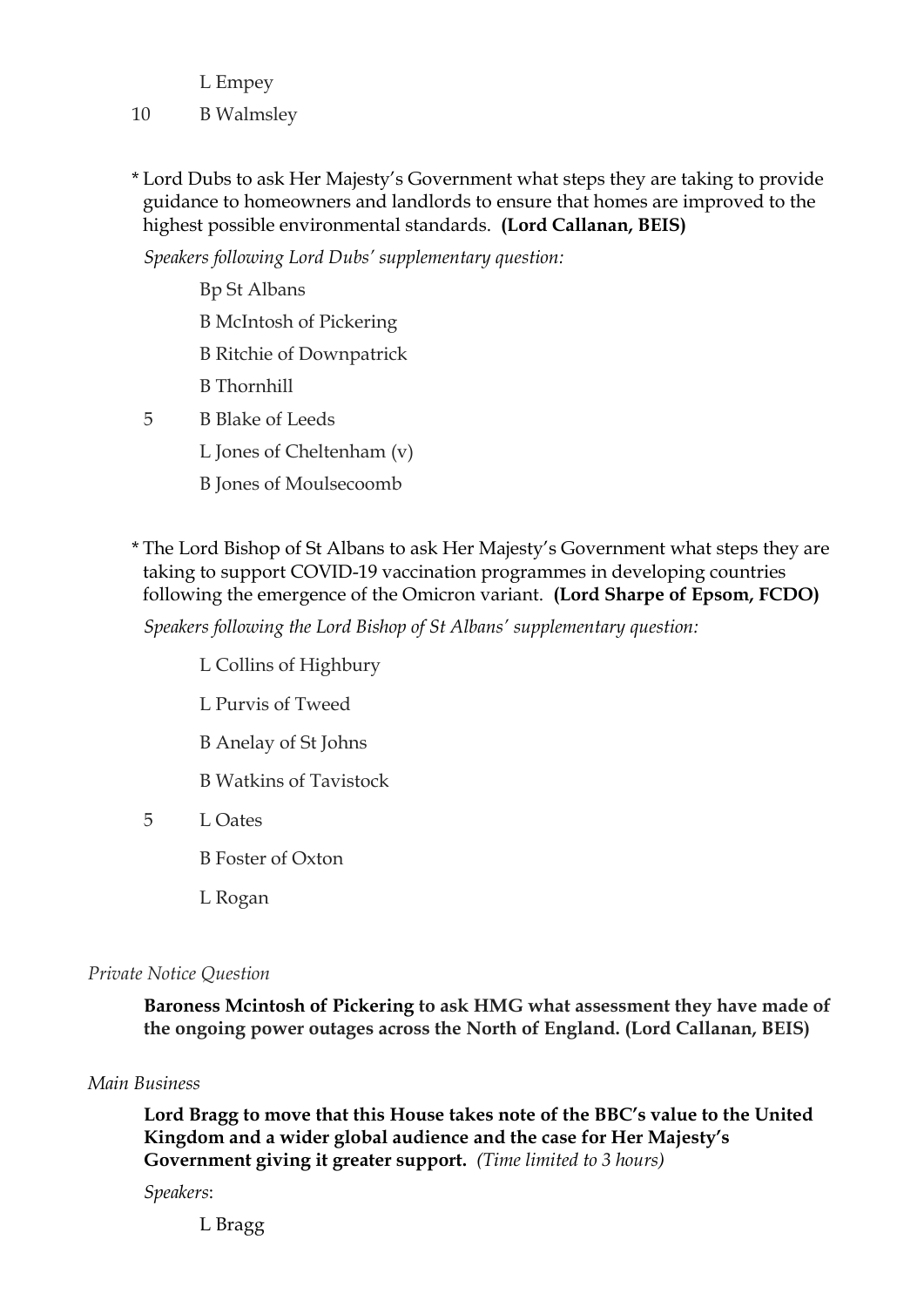L Empey

10 B Walmsley

\* Lord Dubs to ask Her Majesty's Government what steps they are taking to provide guidance to homeowners and landlords to ensure that homes are improved to the highest possible environmental standards. **(Lord Callanan, BEIS)**

*Speakers following Lord Dubs' supplementary question:*

Bp St Albans

B McIntosh of Pickering

B Ritchie of Downpatrick

B Thornhill

5 B Blake of Leeds

L Jones of Cheltenham (v)

B Jones of Moulsecoomb

\* The Lord Bishop of St Albans to ask Her Majesty's Government what steps they are taking to support COVID-19 vaccination programmes in developing countries following the emergence of the Omicron variant. **(Lord Sharpe of Epsom, FCDO)**

*Speakers following the Lord Bishop of St Albans' supplementary question:*

L Collins of Highbury

L Purvis of Tweed

B Anelay of St Johns

B Watkins of Tavistock

5 L Oates

B Foster of Oxton

L Rogan

*Private Notice Question*

**Baroness Mcintosh of Pickering to ask HMG what assessment they have made of the ongoing power outages across the North of England. (Lord Callanan, BEIS)**

*Main Business*

**Lord Bragg to move that this House takes note of the BBC's value to the United Kingdom and a wider global audience and the case for Her Majesty's Government giving it greater support.** *(Time limited to 3 hours)*

*Speakers*:

L Bragg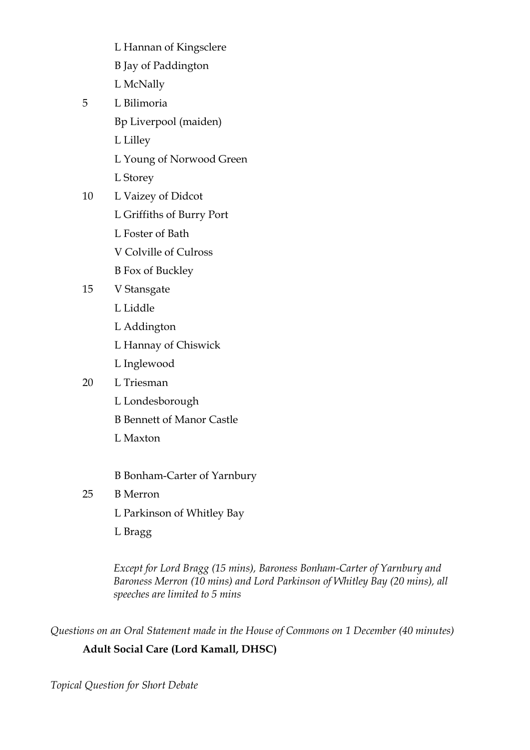L Hannan of Kingsclere

B Jay of Paddington

L McNally

5 L Bilimoria

Bp Liverpool (maiden)

L Lilley

L Young of Norwood Green

L Storey

10 L Vaizey of Didcot

L Griffiths of Burry Port

L Foster of Bath

V Colville of Culross

B Fox of Buckley

15 V Stansgate

L Liddle

L Addington

L Hannay of Chiswick

L Inglewood

20 L Triesman

L Londesborough

B Bennett of Manor Castle

L Maxton

B Bonham-Carter of Yarnbury

25 B Merron

L Parkinson of Whitley Bay

L Bragg

*Except for Lord Bragg (15 mins), Baroness Bonham-Carter of Yarnbury and Baroness Merron (10 mins) and Lord Parkinson of Whitley Bay (20 mins), all speeches are limited to 5 mins*

*Questions on an Oral Statement made in the House of Commons on 1 December (40 minutes)*

**Adult Social Care (Lord Kamall, DHSC)**

*Topical Question for Short Debate*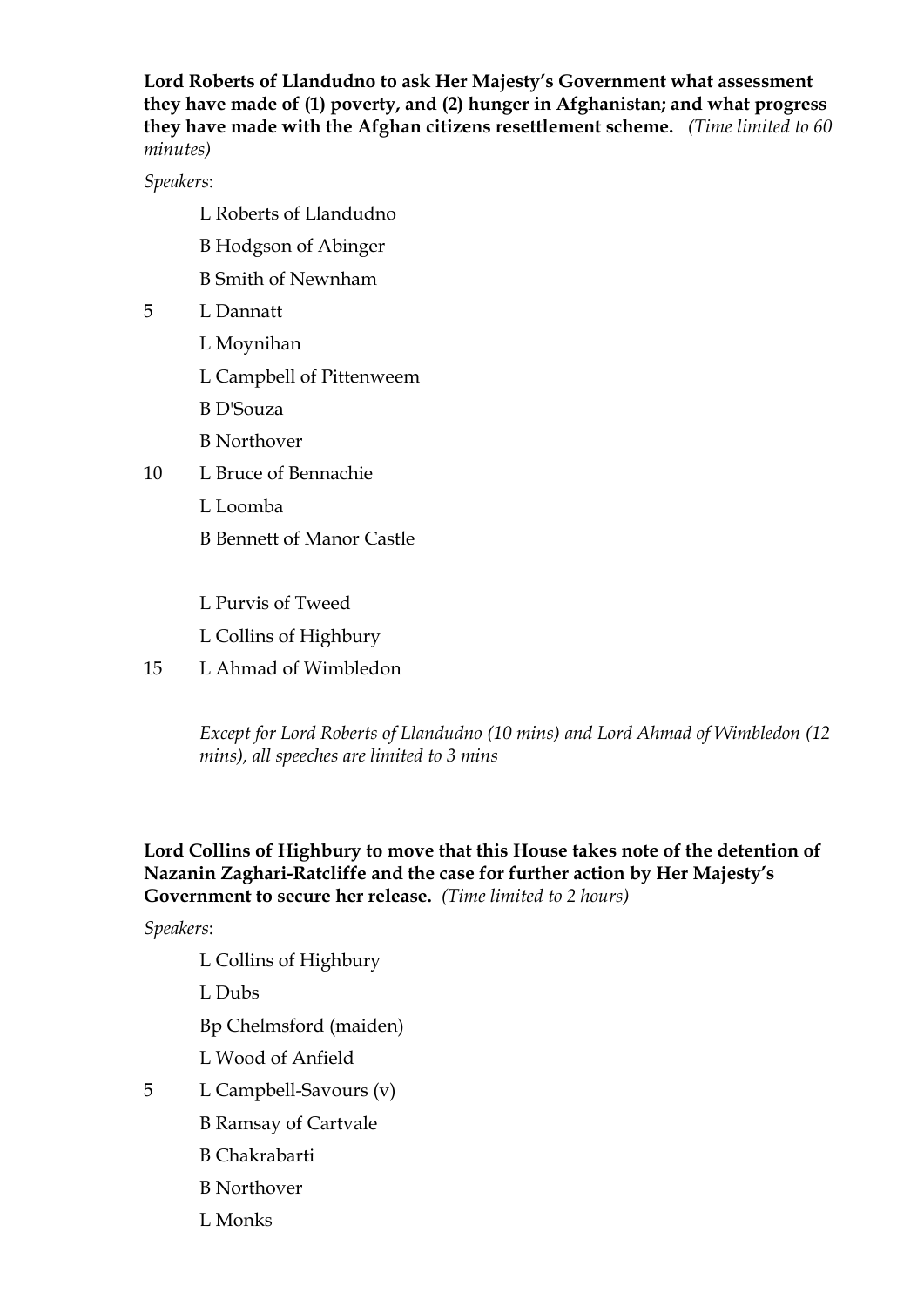**Lord Roberts of Llandudno to ask Her Majesty's Government what assessment they have made of (1) poverty, and (2) hunger in Afghanistan; and what progress they have made with the Afghan citizens resettlement scheme.** *(Time limited to 60 minutes)*

*Speakers*:

L Roberts of Llandudno

B Hodgson of Abinger

B Smith of Newnham

5 L Dannatt

L Moynihan

L Campbell of Pittenweem

B D'Souza

B Northover

10 L Bruce of Bennachie

L Loomba

B Bennett of Manor Castle

L Purvis of Tweed

L Collins of Highbury

15 L Ahmad of Wimbledon

*Except for Lord Roberts of Llandudno (10 mins) and Lord Ahmad of Wimbledon (12 mins), all speeches are limited to 3 mins*

**Lord Collins of Highbury to move that this House takes note of the detention of Nazanin Zaghari-Ratcliffe and the case for further action by Her Majesty's Government to secure her release.** *(Time limited to 2 hours)*

*Speakers*:

L Collins of Highbury

L Dubs

Bp Chelmsford (maiden)

L Wood of Anfield

5 L Campbell-Savours (v)

B Ramsay of Cartvale

B Chakrabarti

B Northover

L Monks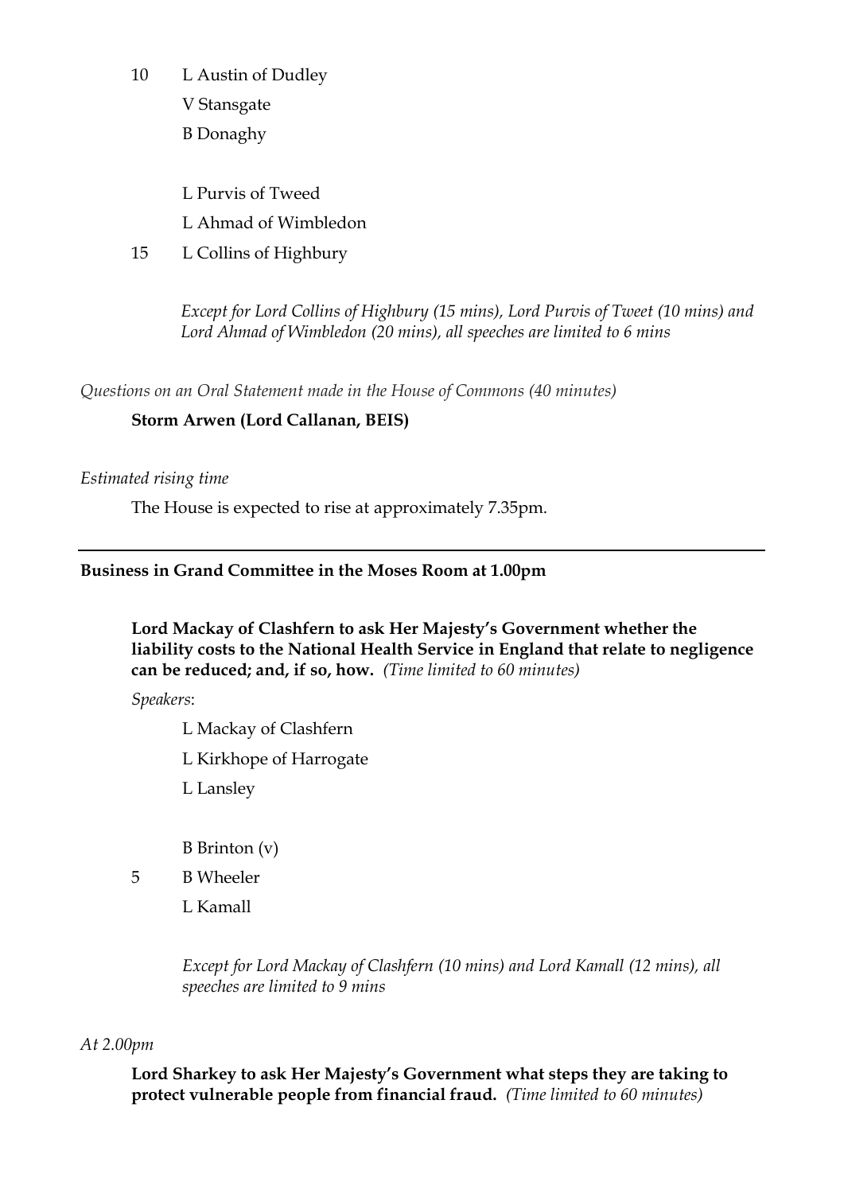10 L Austin of Dudley
V Stansgate
B Donaghy

L Purvis of Tweed
L Ahmad of Wimbledon
15 L Collins of Highbury

*Except for Lord Collins of Highbury (15 mins), Lord Purvis of Tweet (10 mins) and Lord Ahmad of Wimbledon (20 mins), all speeches are limited to 6 mins*

*Questions on an Oral Statement made in the House of Commons (40 minutes)*

**Storm Arwen (Lord Callanan, BEIS)**

*Estimated rising time*

The House is expected to rise at approximately 7.35pm.

---

**Business in Grand Committee in the Moses Room at 1.00pm**

**Lord Mackay of Clashfern to ask Her Majesty's Government whether the liability costs to the National Health Service in England that relate to negligence can be reduced; and, if so, how.** *(Time limited to 60 minutes)*

*Speakers*:

L Mackay of Clashfern
L Kirkhope of Harrogate
L Lansley

B Brinton (v)
5 B Wheeler
L Kamall

*Except for Lord Mackay of Clashfern (10 mins) and Lord Kamall (12 mins), all speeches are limited to 9 mins*

*At 2.00pm*

**Lord Sharkey to ask Her Majesty's Government what steps they are taking to protect vulnerable people from financial fraud.** *(Time limited to 60 minutes)*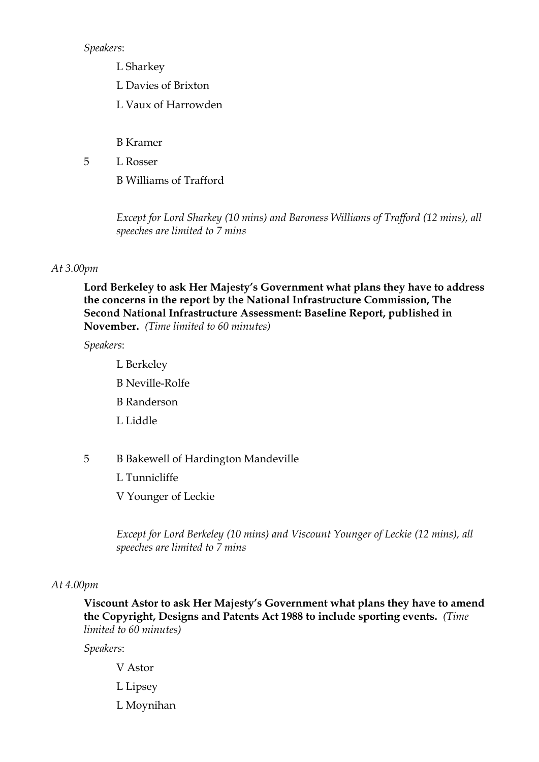*Speakers*:

L Sharkey

L Davies of Brixton

L Vaux of Harrowden

B Kramer

5 L Rosser

B Williams of Trafford

*Except for Lord Sharkey (10 mins) and Baroness Williams of Trafford (12 mins), all speeches are limited to 7 mins*

*At 3.00pm*

**Lord Berkeley to ask Her Majesty's Government what plans they have to address the concerns in the report by the National Infrastructure Commission, The Second National Infrastructure Assessment: Baseline Report, published in November.** *(Time limited to 60 minutes)*

*Speakers*:

L Berkeley

B Neville-Rolfe

B Randerson

L Liddle

5 B Bakewell of Hardington Mandeville

L Tunnicliffe

V Younger of Leckie

*Except for Lord Berkeley (10 mins) and Viscount Younger of Leckie (12 mins), all speeches are limited to 7 mins*

*At 4.00pm*

**Viscount Astor to ask Her Majesty's Government what plans they have to amend the Copyright, Designs and Patents Act 1988 to include sporting events.** *(Time limited to 60 minutes)*

*Speakers*:

V Astor

L Lipsey

L Moynihan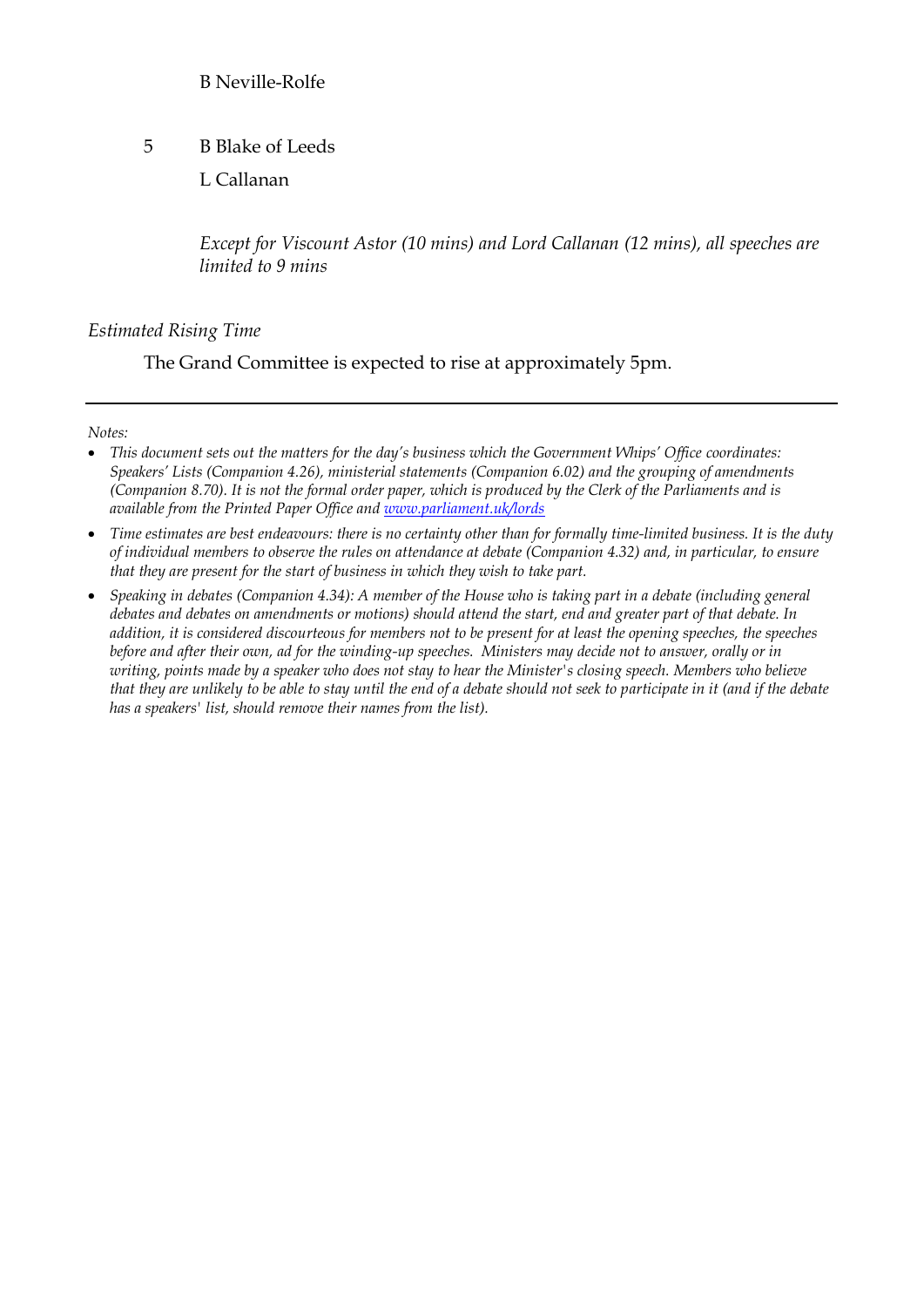B Neville-Rolfe

5 B Blake of Leeds

L Callanan

*Except for Viscount Astor (10 mins) and Lord Callanan (12 mins), all speeches are limited to 9 mins*

*Estimated Rising Time*

The Grand Committee is expected to rise at approximately 5pm.

---

*Notes:*

- *This document sets out the matters for the day's business which the Government Whips' Office coordinates: Speakers' Lists (Companion 4.26), ministerial statements (Companion 6.02) and the grouping of amendments (Companion 8.70). It is not the formal order paper, which is produced by the Clerk of the Parliaments and is available from the Printed Paper Office and [www.parliament.uk/lords](www.parliament.uk/lords)*
- *Time estimates are best endeavours: there is no certainty other than for formally time-limited business. It is the duty of individual members to observe the rules on attendance at debate (Companion 4.32) and, in particular, to ensure that they are present for the start of business in which they wish to take part.*
- *Speaking in debates (Companion 4.34): A member of the House who is taking part in a debate (including general debates and debates on amendments or motions) should attend the start, end and greater part of that debate. In addition, it is considered discourteous for members not to be present for at least the opening speeches, the speeches before and after their own, ad for the winding-up speeches. Ministers may decide not to answer, orally or in writing, points made by a speaker who does not stay to hear the Minister's closing speech. Members who believe that they are unlikely to be able to stay until the end of a debate should not seek to participate in it (and if the debate has a speakers' list, should remove their names from the list).*